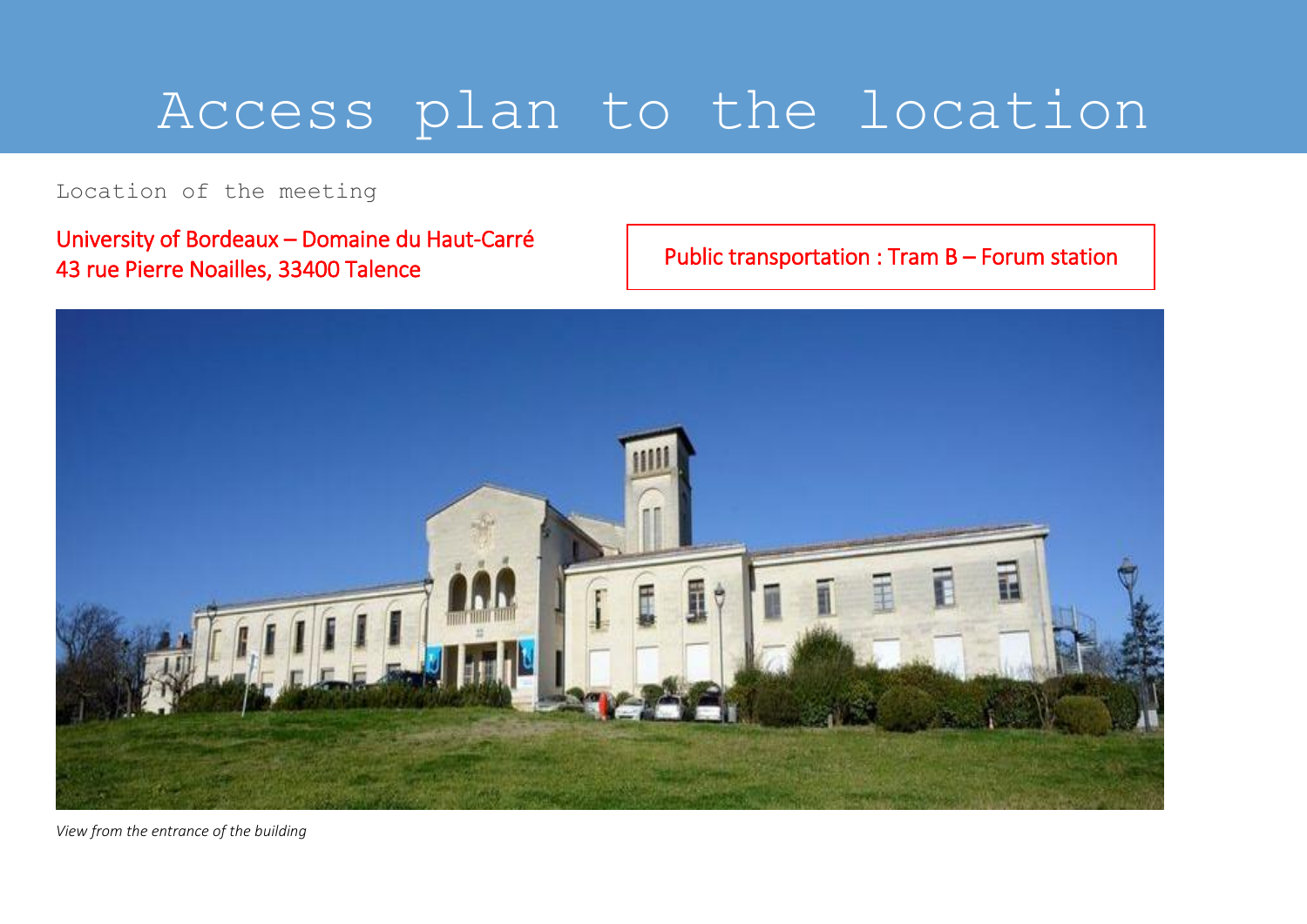# Access plan to the location

Location of the meeting

University of Bordeaux – Domaine du Haut-Carré
43 rue Pierre Noailles, 33400 Talence

Public transportation : Tram B – Forum station

*View from the entrance of the building*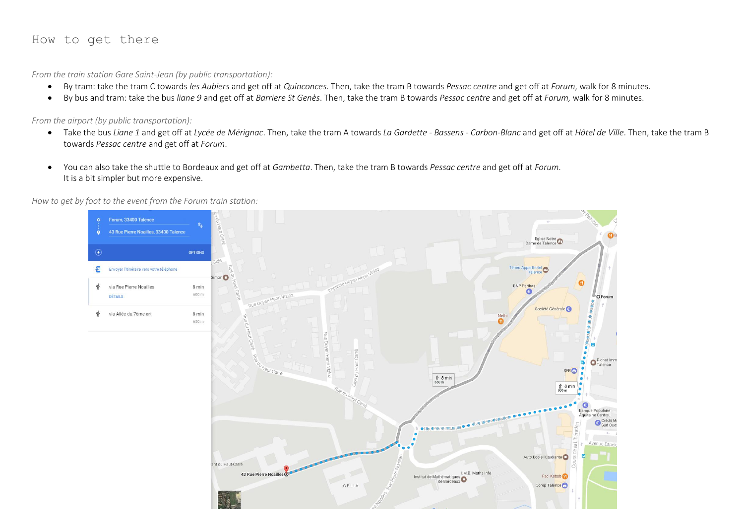## How to get there

*From the train station Gare Saint-Jean (by public transportation):*

- By tram: take the tram C towards *les Aubiers* and get off at *Quinconces*. Then, take the tram B towards *Pessac centre* and get off at *Forum*, walk for 8 minutes.
- By bus and tram: take the bus *liane 9* and get off at *Barriere St Genès*. Then, take the tram B towards *Pessac centre* and get off at *Forum,* walk for 8 minutes.

*From the airport (by public transportation):*

- Take the bus *Liane 1* and get off at *Lycée de Mérignac*. Then, take the tram A towards *La Gardette - Bassens - Carbon-Blanc* and get off at *Hôtel de Ville*. Then, take the tram B towards *Pessac centre* and get off at *Forum*.

- You can also take the shuttle to Bordeaux and get off at *Gambetta*. Then, take the tram B towards *Pessac centre* and get off at *Forum*.
  It is a bit simpler but more expensive.

*How to get by foot to the event from the Forum train station:*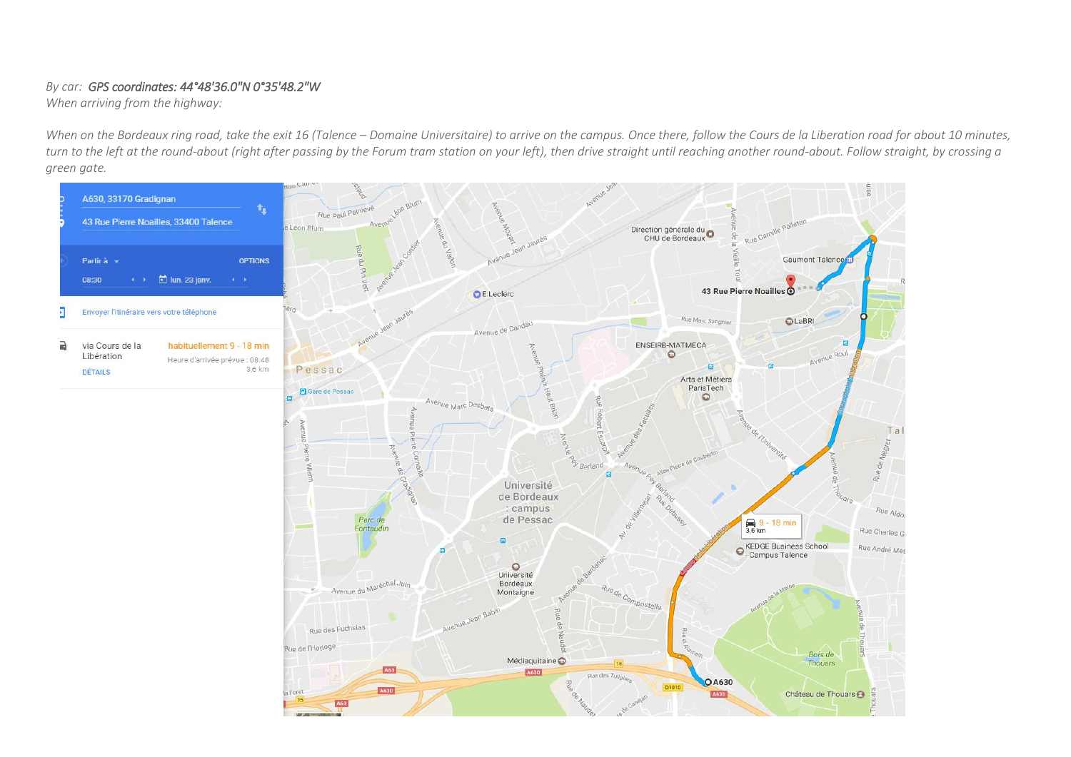*By car: GPS coordinates: 44°48'36.0"N 0°35'48.2"W*
*When arriving from the highway:*

*When on the Bordeaux ring road, take the exit 16 (Talence – Domaine Universitaire) to arrive on the campus. Once there, follow the Cours de la Liberation road for about 10 minutes, turn to the left at the round-about (right after passing by the Forum tram station on your left), then drive straight until reaching another round-about. Follow straight, by crossing a green gate.*

A630, 33170 Gradignan
43 Rue Pierre Noailles, 33400 Talence
Partir à
OPTIONS
08:30
lun. 23 janv.
Envoyer l'itinéraire vers votre téléphone
via Cours de la Libération
habituellement 9 - 18 min
Heure d'arrivée prévue : 08:48
3,6 km
DÉTAILS

43 Rue Pierre Noailles
9 - 18 min
3,6 km
A630